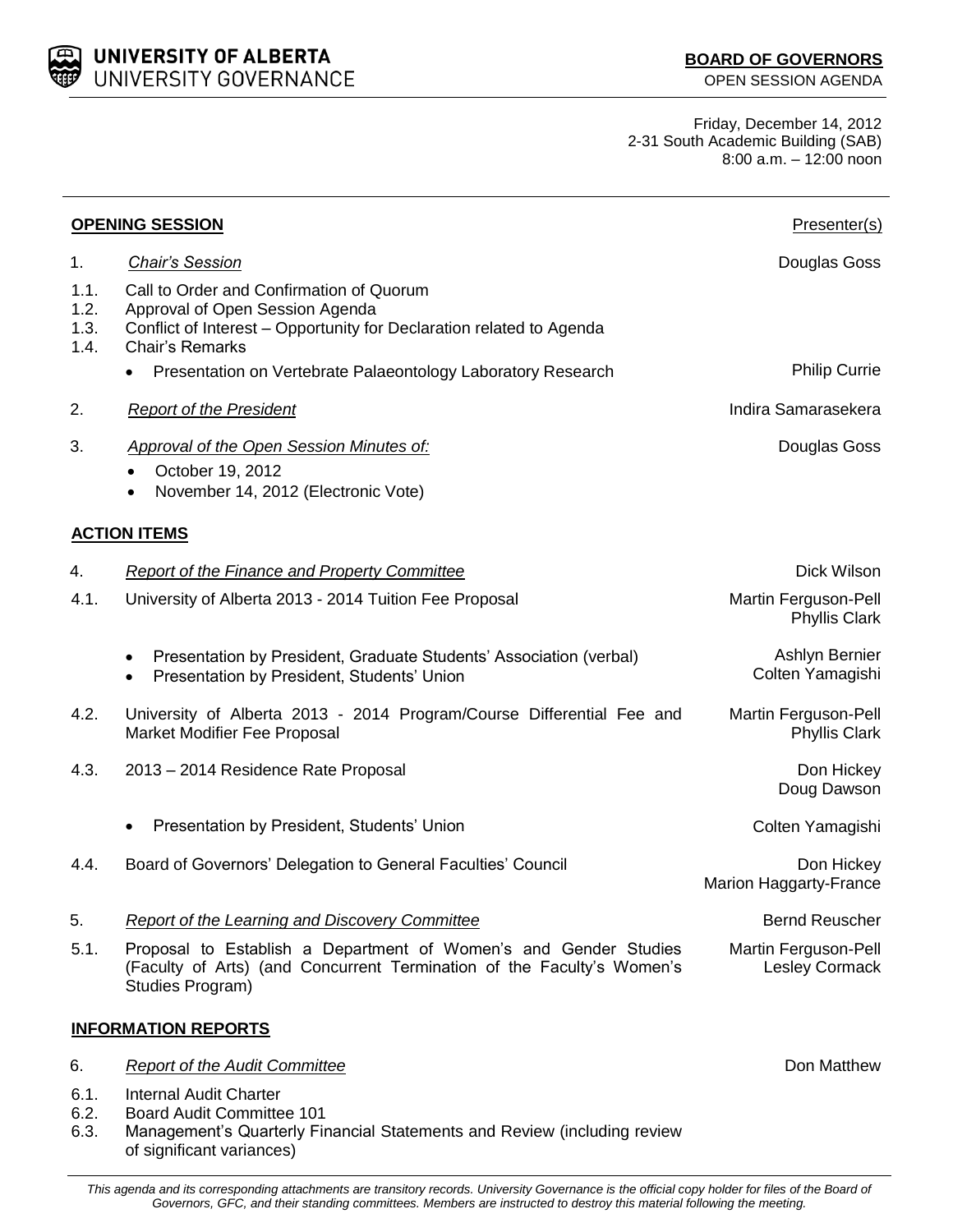**UNIVERSITY OF ALBERTA**
UNIVERSITY GOVERNANCE

**BOARD OF GOVERNORS**
OPEN SESSION AGENDA

Friday, December 14, 2012
2-31 South Academic Building (SAB)
8:00 a.m. – 12:00 noon

| | | |
|---|---|---|
| **OPENING SESSION** | | Presenter(s) |
| 1. | *Chair's Session* | Douglas Goss |
| 1.1. | Call to Order and Confirmation of Quorum | |
| 1.2. | Approval of Open Session Agenda | |
| 1.3. | Conflict of Interest – Opportunity for Declaration related to Agenda | |
| 1.4. | Chair's Remarks | |
| | • Presentation on Vertebrate Palaeontology Laboratory Research | Philip Currie |
| 2. | *Report of the President* | Indira Samarasekera |
| 3. | *Approval of the Open Session Minutes of:* • October 19, 2012 • November 14, 2012 (Electronic Vote) | Douglas Goss |
| **ACTION ITEMS** | | |
| 4. | *Report of the Finance and Property Committee* | Dick Wilson |
| 4.1. | University of Alberta 2013 - 2014 Tuition Fee Proposal | Martin Ferguson-Pell, Phyllis Clark |
| | • Presentation by President, Graduate Students' Association (verbal) | Ashlyn Bernier |
| | • Presentation by President, Students' Union | Colten Yamagishi |
| 4.2. | University of Alberta 2013 - 2014 Program/Course Differential Fee and Market Modifier Fee Proposal | Martin Ferguson-Pell, Phyllis Clark |
| 4.3. | 2013 – 2014 Residence Rate Proposal | Don Hickey, Doug Dawson |
| | • Presentation by President, Students' Union | Colten Yamagishi |
| 4.4. | Board of Governors' Delegation to General Faculties' Council | Don Hickey, Marion Haggarty-France |
| 5. | *Report of the Learning and Discovery Committee* | Bernd Reuscher |
| 5.1. | Proposal to Establish a Department of Women's and Gender Studies (Faculty of Arts) (and Concurrent Termination of the Faculty's Women's Studies Program) | Martin Ferguson-Pell, Lesley Cormack |
| **INFORMATION REPORTS** | | |
| 6. | *Report of the Audit Committee* | Don Matthew |
| 6.1. | Internal Audit Charter | |
| 6.2. | Board Audit Committee 101 | |
| 6.3. | Management's Quarterly Financial Statements and Review (including review of significant variances) | |

*This agenda and its corresponding attachments are transitory records. University Governance is the official copy holder for files of the Board of Governors, GFC, and their standing committees. Members are instructed to destroy this material following the meeting.*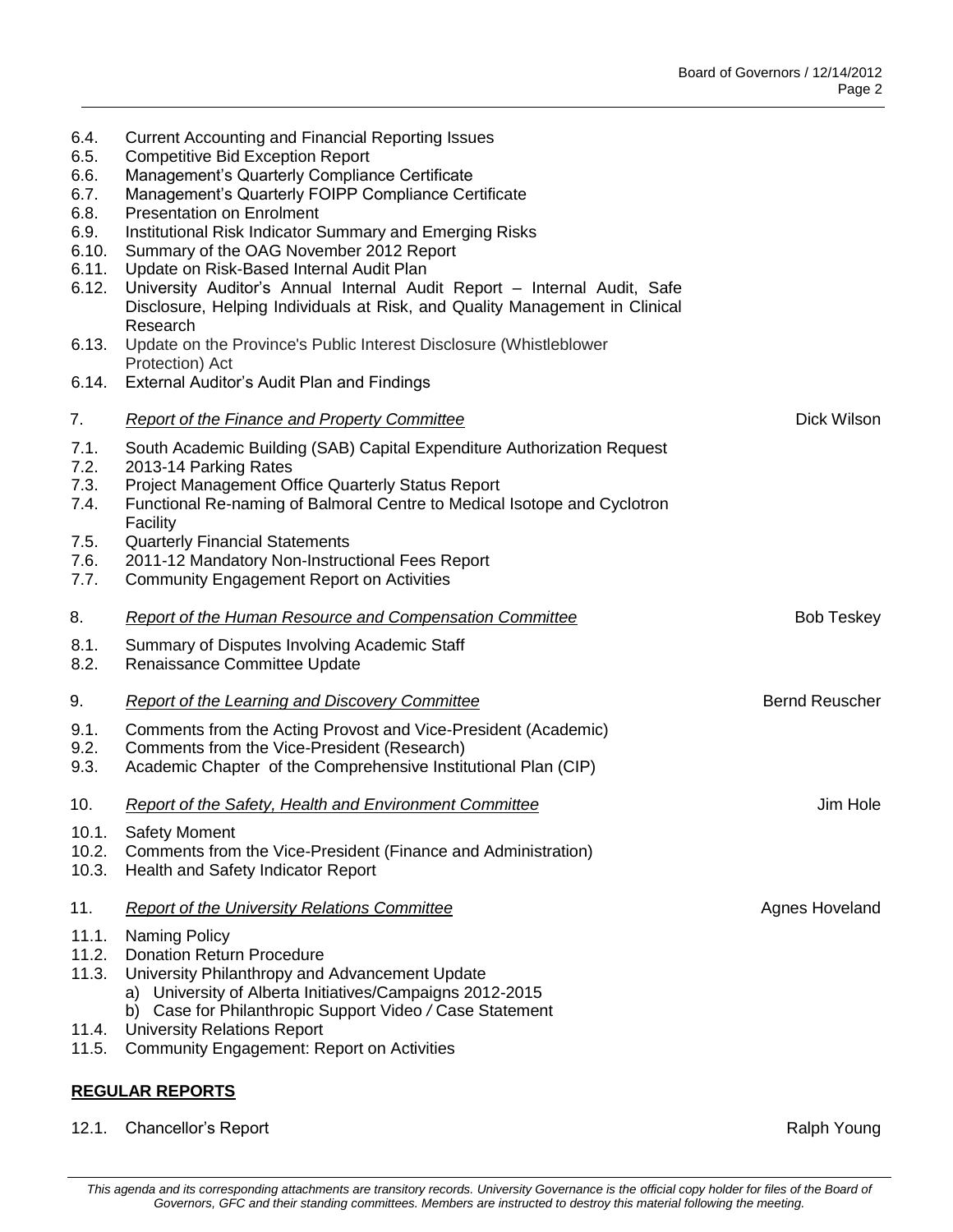6.4. Current Accounting and Financial Reporting Issues
6.5. Competitive Bid Exception Report
6.6. Management's Quarterly Compliance Certificate
6.7. Management's Quarterly FOIPP Compliance Certificate
6.8. Presentation on Enrolment
6.9. Institutional Risk Indicator Summary and Emerging Risks
6.10. Summary of the OAG November 2012 Report
6.11. Update on Risk-Based Internal Audit Plan
6.12. University Auditor's Annual Internal Audit Report – Internal Audit, Safe Disclosure, Helping Individuals at Risk, and Quality Management in Clinical Research
6.13. Update on the Province's Public Interest Disclosure (Whistleblower Protection) Act
6.14. External Auditor's Audit Plan and Findings

7. *Report of the Finance and Property Committee* — Dick Wilson

7.1. South Academic Building (SAB) Capital Expenditure Authorization Request
7.2. 2013-14 Parking Rates
7.3. Project Management Office Quarterly Status Report
7.4. Functional Re-naming of Balmoral Centre to Medical Isotope and Cyclotron Facility
7.5. Quarterly Financial Statements
7.6. 2011-12 Mandatory Non-Instructional Fees Report
7.7. Community Engagement Report on Activities

8. *Report of the Human Resource and Compensation Committee* — Bob Teskey

8.1. Summary of Disputes Involving Academic Staff
8.2. Renaissance Committee Update

9. *Report of the Learning and Discovery Committee* — Bernd Reuscher

9.1. Comments from the Acting Provost and Vice-President (Academic)
9.2. Comments from the Vice-President (Research)
9.3. Academic Chapter of the Comprehensive Institutional Plan (CIP)

10. *Report of the Safety, Health and Environment Committee* — Jim Hole

10.1. Safety Moment
10.2. Comments from the Vice-President (Finance and Administration)
10.3. Health and Safety Indicator Report

11. *Report of the University Relations Committee* — Agnes Hoveland

11.1. Naming Policy
11.2. Donation Return Procedure
11.3. University Philanthropy and Advancement Update
   a) University of Alberta Initiatives/Campaigns 2012-2015
   b) Case for Philanthropic Support Video / Case Statement
11.4. University Relations Report
11.5. Community Engagement: Report on Activities

**REGULAR REPORTS**

12.1. Chancellor's Report — Ralph Young

*This agenda and its corresponding attachments are transitory records. University Governance is the official copy holder for files of the Board of Governors, GFC and their standing committees. Members are instructed to destroy this material following the meeting.*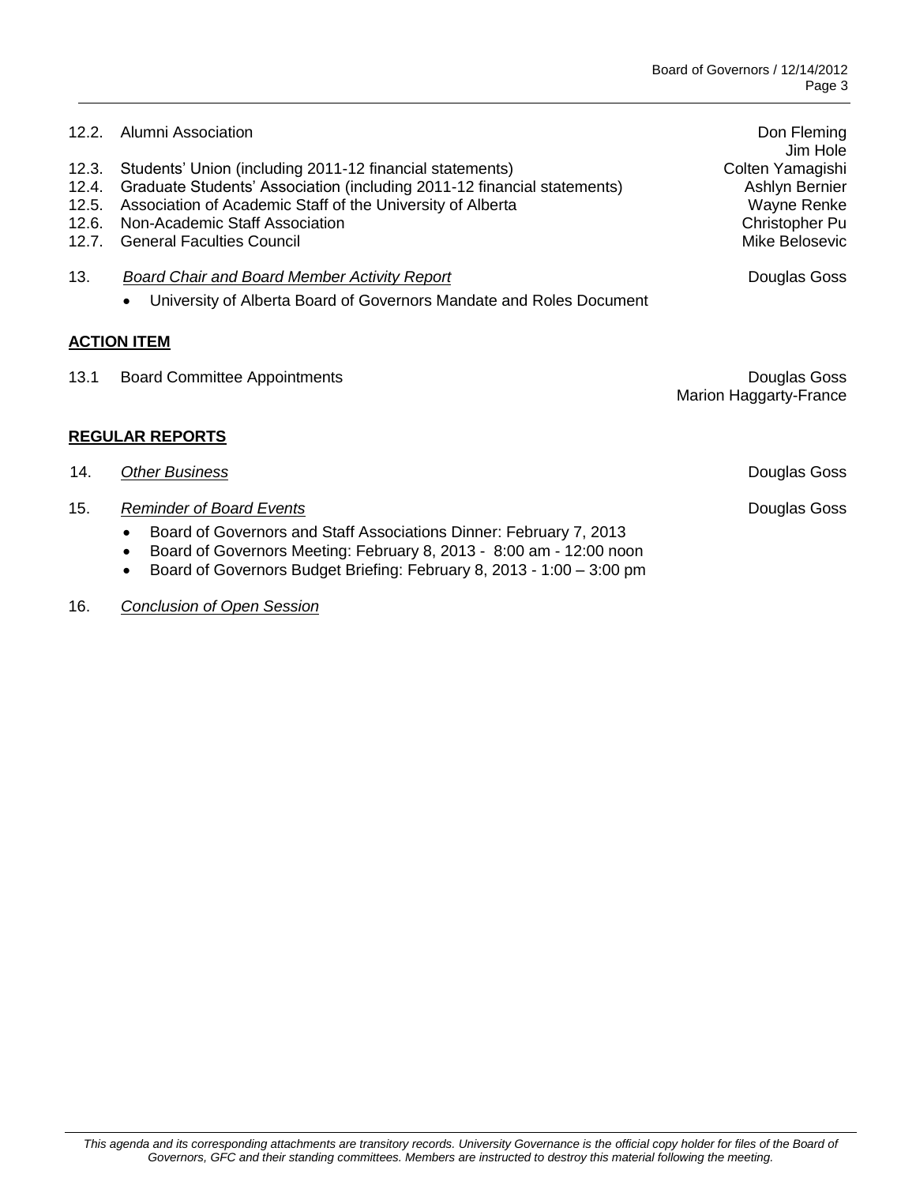12.2. Alumni Association — Don Fleming, Jim Hole

12.3. Students' Union (including 2011-12 financial statements) — Colten Yamagishi

12.4. Graduate Students' Association (including 2011-12 financial statements) — Ashlyn Bernier

12.5. Association of Academic Staff of the University of Alberta — Wayne Renke

12.6. Non-Academic Staff Association — Christopher Pu

12.7. General Faculties Council — Mike Belosevic

13. *Board Chair and Board Member Activity Report* — Douglas Goss

- University of Alberta Board of Governors Mandate and Roles Document

**ACTION ITEM**

13.1 Board Committee Appointments — Douglas Goss, Marion Haggarty-France

**REGULAR REPORTS**

14. *Other Business* — Douglas Goss

15. *Reminder of Board Events* — Douglas Goss

- Board of Governors and Staff Associations Dinner: February 7, 2013
- Board of Governors Meeting: February 8, 2013 - 8:00 am - 12:00 noon
- Board of Governors Budget Briefing: February 8, 2013 - 1:00 – 3:00 pm

16. *Conclusion of Open Session*

*This agenda and its corresponding attachments are transitory records. University Governance is the official copy holder for files of the Board of Governors, GFC and their standing committees. Members are instructed to destroy this material following the meeting.*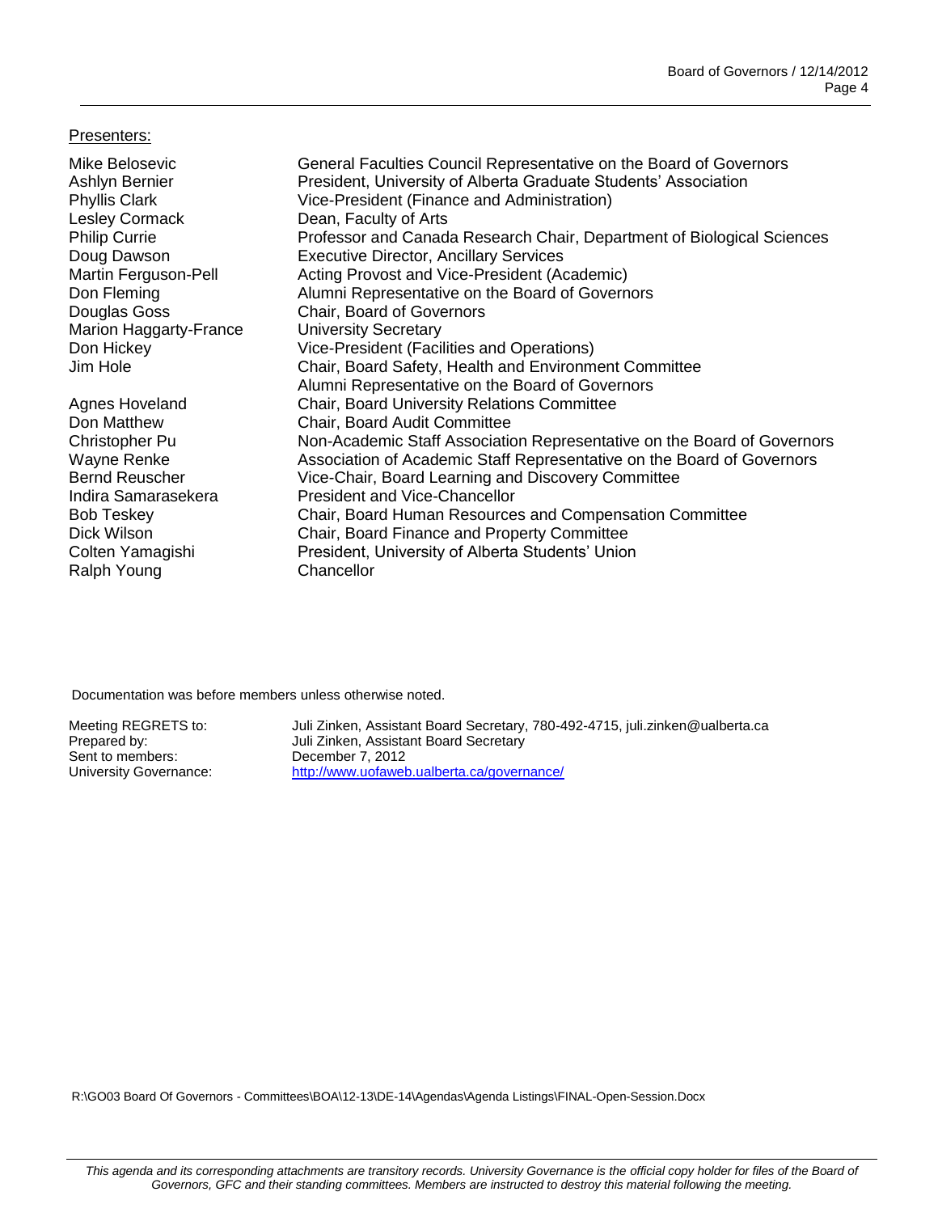Presenters:

| | |
|---|---|
| Mike Belosevic | General Faculties Council Representative on the Board of Governors |
| Ashlyn Bernier | President, University of Alberta Graduate Students' Association |
| Phyllis Clark | Vice-President (Finance and Administration) |
| Lesley Cormack | Dean, Faculty of Arts |
| Philip Currie | Professor and Canada Research Chair, Department of Biological Sciences |
| Doug Dawson | Executive Director, Ancillary Services |
| Martin Ferguson-Pell | Acting Provost and Vice-President (Academic) |
| Don Fleming | Alumni Representative on the Board of Governors |
| Douglas Goss | Chair, Board of Governors |
| Marion Haggarty-France | University Secretary |
| Don Hickey | Vice-President (Facilities and Operations) |
| Jim Hole | Chair, Board Safety, Health and Environment Committee<br>Alumni Representative on the Board of Governors |
| Agnes Hoveland | Chair, Board University Relations Committee |
| Don Matthew | Chair, Board Audit Committee |
| Christopher Pu | Non-Academic Staff Association Representative on the Board of Governors |
| Wayne Renke | Association of Academic Staff Representative on the Board of Governors |
| Bernd Reuscher | Vice-Chair, Board Learning and Discovery Committee |
| Indira Samarasekera | President and Vice-Chancellor |
| Bob Teskey | Chair, Board Human Resources and Compensation Committee |
| Dick Wilson | Chair, Board Finance and Property Committee |
| Colten Yamagishi | President, University of Alberta Students' Union |
| Ralph Young | Chancellor |

Documentation was before members unless otherwise noted.

| | |
|---|---|
| Meeting REGRETS to: | Juli Zinken, Assistant Board Secretary, 780-492-4715, juli.zinken@ualberta.ca |
| Prepared by: | Juli Zinken, Assistant Board Secretary |
| Sent to members: | December 7, 2012 |
| University Governance: | http://www.uofaweb.ualberta.ca/governance/ |

R:\GO03 Board Of Governors - Committees\BOA\12-13\DE-14\Agendas\Agenda Listings\FINAL-Open-Session.Docx

*This agenda and its corresponding attachments are transitory records. University Governance is the official copy holder for files of the Board of Governors, GFC and their standing committees. Members are instructed to destroy this material following the meeting.*